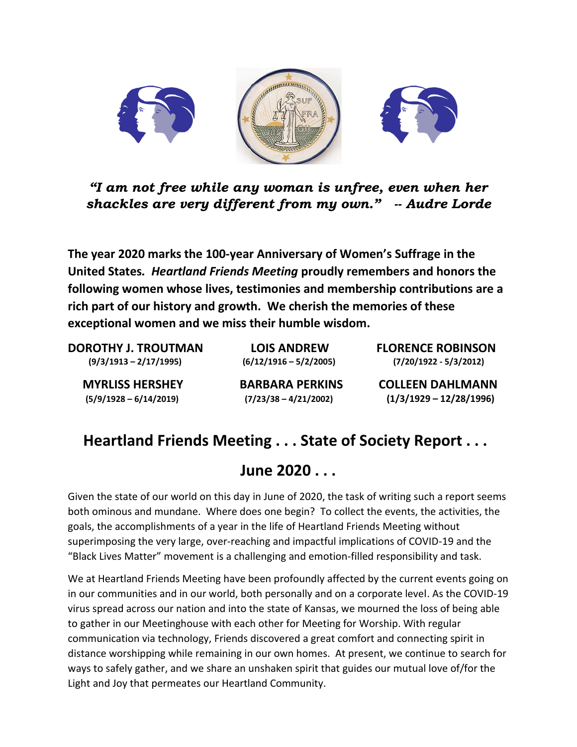*"I am not free while any woman is unfree, even when her shackles are very different from my own." -- Audre Lorde*

**The year 2020 marks the 100-year Anniversary of Women's Suffrage in the United States. *Heartland Friends Meeting* proudly remembers and honors the following women whose lives, testimonies and membership contributions are a rich part of our history and growth. We cherish the memories of these exceptional women and we miss their humble wisdom.**

| | | |
|---|---|---|
| **DOROTHY J. TROUTMAN** (9/3/1913 – 2/17/1995) | **LOIS ANDREW** (6/12/1916 – 5/2/2005) | **FLORENCE ROBINSON** (7/20/1922 - 5/3/2012) |
| **MYRLISS HERSHEY** (5/9/1928 – 6/14/2019) | **BARBARA PERKINS** (7/23/38 – 4/21/2002) | **COLLEEN DAHLMANN** (1/3/1929 – 12/28/1996) |

## Heartland Friends Meeting . . . State of Society Report . . .

## June 2020 . . .

Given the state of our world on this day in June of 2020, the task of writing such a report seems both ominous and mundane. Where does one begin? To collect the events, the activities, the goals, the accomplishments of a year in the life of Heartland Friends Meeting without superimposing the very large, over-reaching and impactful implications of COVID-19 and the "Black Lives Matter" movement is a challenging and emotion-filled responsibility and task.

We at Heartland Friends Meeting have been profoundly affected by the current events going on in our communities and in our world, both personally and on a corporate level. As the COVID-19 virus spread across our nation and into the state of Kansas, we mourned the loss of being able to gather in our Meetinghouse with each other for Meeting for Worship. With regular communication via technology, Friends discovered a great comfort and connecting spirit in distance worshipping while remaining in our own homes. At present, we continue to search for ways to safely gather, and we share an unshaken spirit that guides our mutual love of/for the Light and Joy that permeates our Heartland Community.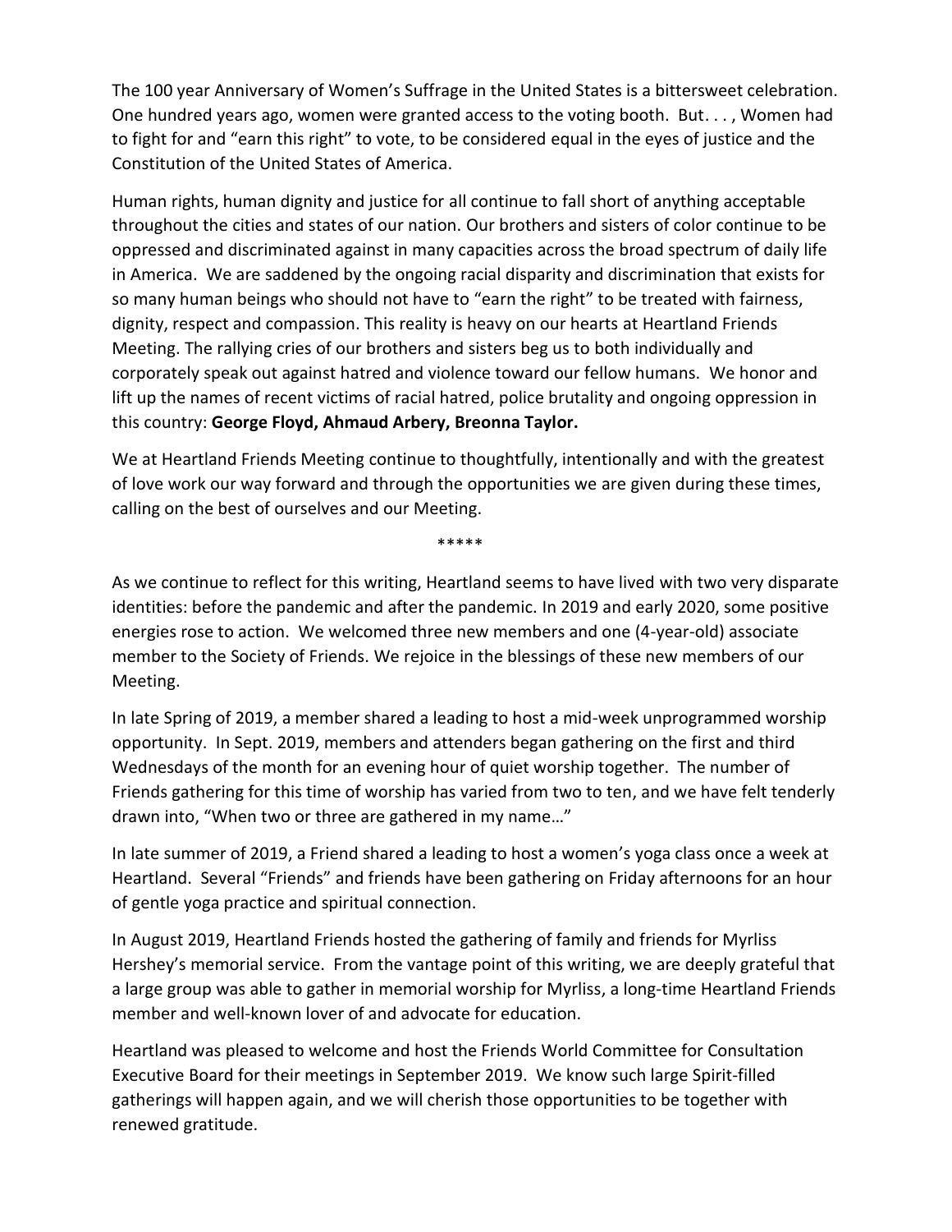The 100 year Anniversary of Women's Suffrage in the United States is a bittersweet celebration. One hundred years ago, women were granted access to the voting booth. But. . . , Women had to fight for and "earn this right" to vote, to be considered equal in the eyes of justice and the Constitution of the United States of America.

Human rights, human dignity and justice for all continue to fall short of anything acceptable throughout the cities and states of our nation. Our brothers and sisters of color continue to be oppressed and discriminated against in many capacities across the broad spectrum of daily life in America. We are saddened by the ongoing racial disparity and discrimination that exists for so many human beings who should not have to "earn the right" to be treated with fairness, dignity, respect and compassion. This reality is heavy on our hearts at Heartland Friends Meeting. The rallying cries of our brothers and sisters beg us to both individually and corporately speak out against hatred and violence toward our fellow humans. We honor and lift up the names of recent victims of racial hatred, police brutality and ongoing oppression in this country: **George Floyd, Ahmaud Arbery, Breonna Taylor.**

We at Heartland Friends Meeting continue to thoughtfully, intentionally and with the greatest of love work our way forward and through the opportunities we are given during these times, calling on the best of ourselves and our Meeting.

*****

As we continue to reflect for this writing, Heartland seems to have lived with two very disparate identities: before the pandemic and after the pandemic. In 2019 and early 2020, some positive energies rose to action. We welcomed three new members and one (4-year-old) associate member to the Society of Friends. We rejoice in the blessings of these new members of our Meeting.

In late Spring of 2019, a member shared a leading to host a mid-week unprogrammed worship opportunity. In Sept. 2019, members and attenders began gathering on the first and third Wednesdays of the month for an evening hour of quiet worship together. The number of Friends gathering for this time of worship has varied from two to ten, and we have felt tenderly drawn into, "When two or three are gathered in my name…"

In late summer of 2019, a Friend shared a leading to host a women's yoga class once a week at Heartland. Several "Friends" and friends have been gathering on Friday afternoons for an hour of gentle yoga practice and spiritual connection.

In August 2019, Heartland Friends hosted the gathering of family and friends for Myrliss Hershey's memorial service. From the vantage point of this writing, we are deeply grateful that a large group was able to gather in memorial worship for Myrliss, a long-time Heartland Friends member and well-known lover of and advocate for education.

Heartland was pleased to welcome and host the Friends World Committee for Consultation Executive Board for their meetings in September 2019. We know such large Spirit-filled gatherings will happen again, and we will cherish those opportunities to be together with renewed gratitude.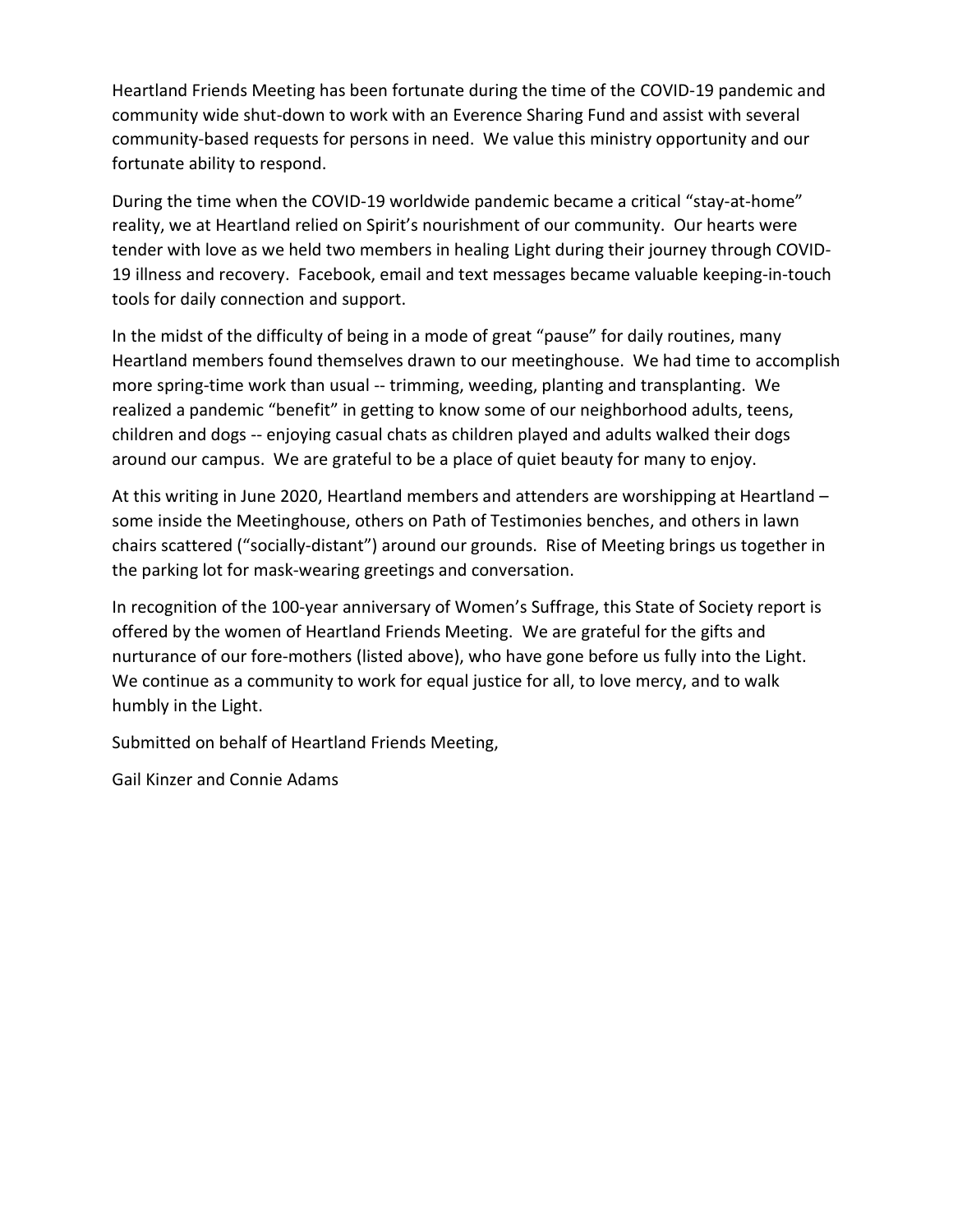Heartland Friends Meeting has been fortunate during the time of the COVID-19 pandemic and community wide shut-down to work with an Everence Sharing Fund and assist with several community-based requests for persons in need. We value this ministry opportunity and our fortunate ability to respond.

During the time when the COVID-19 worldwide pandemic became a critical "stay-at-home" reality, we at Heartland relied on Spirit's nourishment of our community. Our hearts were tender with love as we held two members in healing Light during their journey through COVID-19 illness and recovery. Facebook, email and text messages became valuable keeping-in-touch tools for daily connection and support.

In the midst of the difficulty of being in a mode of great "pause" for daily routines, many Heartland members found themselves drawn to our meetinghouse. We had time to accomplish more spring-time work than usual -- trimming, weeding, planting and transplanting. We realized a pandemic "benefit" in getting to know some of our neighborhood adults, teens, children and dogs -- enjoying casual chats as children played and adults walked their dogs around our campus. We are grateful to be a place of quiet beauty for many to enjoy.

At this writing in June 2020, Heartland members and attenders are worshipping at Heartland – some inside the Meetinghouse, others on Path of Testimonies benches, and others in lawn chairs scattered ("socially-distant") around our grounds. Rise of Meeting brings us together in the parking lot for mask-wearing greetings and conversation.

In recognition of the 100-year anniversary of Women's Suffrage, this State of Society report is offered by the women of Heartland Friends Meeting. We are grateful for the gifts and nurturance of our fore-mothers (listed above), who have gone before us fully into the Light. We continue as a community to work for equal justice for all, to love mercy, and to walk humbly in the Light.

Submitted on behalf of Heartland Friends Meeting,

Gail Kinzer and Connie Adams